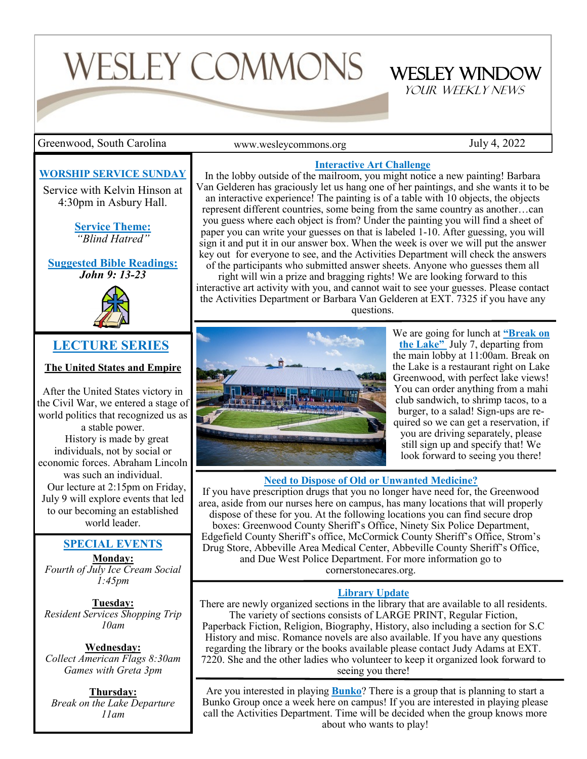# WESLEY COMMONS

## WESLEY WINDOW

*YOUR WEEKLY NEWS*

Greenwood, South Carolina | www.wesleycommons.org | July 4, 2022

### WORSHIP SERVICE SUNDAY

Service with Kelvin Hinson at 4:30pm in Asbury Hall.

**Service Theme:**
*"Blind Hatred"*

**Suggested Bible Readings:**
***John 9: 13-23***

## LECTURE SERIES

**The United States and Empire**

After the United States victory in the Civil War, we entered a stage of world politics that recognized us as a stable power.

History is made by great individuals, not by social or economic forces. Abraham Lincoln was such an individual.

Our lecture at 2:15pm on Friday, July 9 will explore events that led to our becoming an established world leader.

### SPECIAL EVENTS

**Monday:**
*Fourth of July Ice Cream Social 1:45pm*

**Tuesday:**
*Resident Services Shopping Trip 10am*

**Wednesday:**
*Collect American Flags 8:30am*
*Games with Greta 3pm*

**Thursday:**
*Break on the Lake Departure 11am*

### Interactive Art Challenge

In the lobby outside of the mailroom, you might notice a new painting! Barbara Van Gelderen has graciously let us hang one of her paintings, and she wants it to be an interactive experience! The painting is of a table with 10 objects, the objects represent different countries, some being from the same country as another…can you guess where each object is from? Under the painting you will find a sheet of paper you can write your guesses on that is labeled 1-10. After guessing, you will sign it and put it in our answer box. When the week is over we will put the answer key out for everyone to see, and the Activities Department will check the answers of the participants who submitted answer sheets. Anyone who guesses them all right will win a prize and bragging rights! We are looking forward to this interactive art activity with you, and cannot wait to see your guesses. Please contact the Activities Department or Barbara Van Gelderen at EXT. 7325 if you have any questions.

We are going for lunch at **"Break on the Lake"** July 7, departing from the main lobby at 11:00am. Break on the Lake is a restaurant right on Lake Greenwood, with perfect lake views! You can order anything from a mahi club sandwich, to shrimp tacos, to a burger, to a salad! Sign-ups are required so we can get a reservation, if you are driving separately, please still sign up and specify that! We look forward to seeing you there!

### Need to Dispose of Old or Unwanted Medicine?

If you have prescription drugs that you no longer have need for, the Greenwood area, aside from our nurses here on campus, has many locations that will properly dispose of these for you. At the following locations you can find secure drop boxes: Greenwood County Sheriff's Office, Ninety Six Police Department, Edgefield County Sheriff's office, McCormick County Sheriff's Office, Strom's Drug Store, Abbeville Area Medical Center, Abbeville County Sheriff's Office, and Due West Police Department. For more information go to cornerstonecares.org.

### Library Update

There are newly organized sections in the library that are available to all residents. The variety of sections consists of LARGE PRINT, Regular Fiction, Paperback Fiction, Religion, Biography, History, also including a section for S.C History and misc. Romance novels are also available. If you have any questions regarding the library or the books available please contact Judy Adams at EXT. 7220. She and the other ladies who volunteer to keep it organized look forward to seeing you there!

Are you interested in playing **Bunko**? There is a group that is planning to start a Bunko Group once a week here on campus! If you are interested in playing please call the Activities Department. Time will be decided when the group knows more about who wants to play!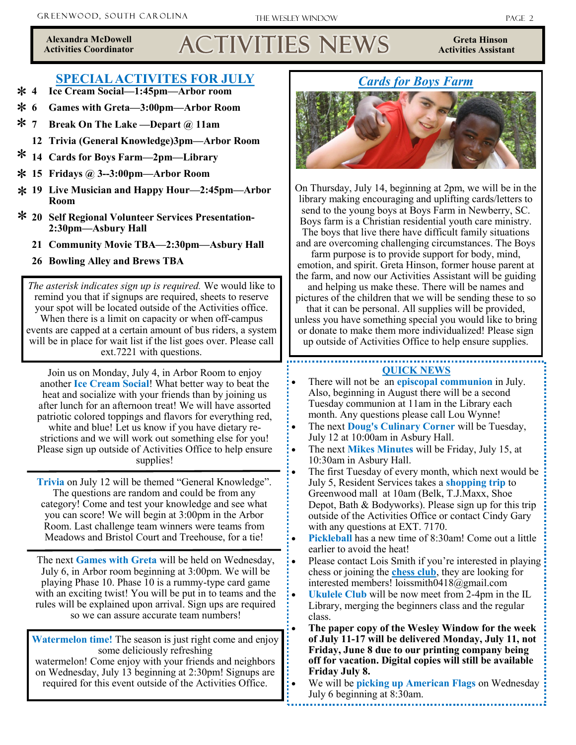Alexandra McDowell
Activities Coordinator

# ACTIVITIES NEWS

Greta Hinson
Activities Assistant

## SPECIAL ACTIVITES FOR JULY

- * **4 Ice Cream Social—1:45pm—Arbor room**
- * **6 Games with Greta—3:00pm—Arbor Room**
- * **7 Break On The Lake —Depart @ 11am**
- **12 Trivia (General Knowledge)3pm—Arbor Room**
- * **14 Cards for Boys Farm—2pm—Library**
- * **15 Fridays @ 3--3:00pm—Arbor Room**
- * **19 Live Musician and Happy Hour—2:45pm—Arbor Room**
- * **20 Self Regional Volunteer Services Presentation-2:30pm—Asbury Hall**
- **21 Community Movie TBA—2:30pm—Asbury Hall**
- **26 Bowling Alley and Brews TBA**

*The asterisk indicates sign up is required.* We would like to remind you that if signups are required, sheets to reserve your spot will be located outside of the Activities office. When there is a limit on capacity or when off-campus events are capped at a certain amount of bus riders, a system will be in place for wait list if the list goes over. Please call ext.7221 with questions.

Join us on Monday, July 4, in Arbor Room to enjoy another **Ice Cream Social**! What better way to beat the heat and socialize with your friends than by joining us after lunch for an afternoon treat! We will have assorted patriotic colored toppings and flavors for everything red, white and blue! Let us know if you have dietary restrictions and we will work out something else for you! Please sign up outside of Activities Office to help ensure supplies!

**Trivia** on July 12 will be themed "General Knowledge". The questions are random and could be from any category! Come and test your knowledge and see what you can score! We will begin at 3:00pm in the Arbor Room. Last challenge team winners were teams from Meadows and Bristol Court and Treehouse, for a tie!

The next **Games with Greta** will be held on Wednesday, July 6, in Arbor room beginning at 3:00pm. We will be playing Phase 10. Phase 10 is a rummy-type card game with an exciting twist! You will be put in to teams and the rules will be explained upon arrival. Sign ups are required so we can assure accurate team numbers!

**Watermelon time!** The season is just right come and enjoy some deliciously refreshing watermelon! Come enjoy with your friends and neighbors on Wednesday, July 13 beginning at 2:30pm! Signups are required for this event outside of the Activities Office.

## *Cards for Boys Farm*

On Thursday, July 14, beginning at 2pm, we will be in the library making encouraging and uplifting cards/letters to send to the young boys at Boys Farm in Newberry, SC. Boys farm is a Christian residential youth care ministry. The boys that live there have difficult family situations and are overcoming challenging circumstances. The Boys farm purpose is to provide support for body, mind, emotion, and spirit. Greta Hinson, former house parent at the farm, and now our Activities Assistant will be guiding and helping us make these. There will be names and pictures of the children that we will be sending these to so that it can be personal. All supplies will be provided, unless you have something special you would like to bring or donate to make them more individualized! Please sign up outside of Activities Office to help ensure supplies.

## QUICK NEWS

- There will not be an **episcopal communion** in July. Also, beginning in August there will be a second Tuesday communion at 11am in the Library each month. Any questions please call Lou Wynne!
- The next **Doug's Culinary Corner** will be Tuesday, July 12 at 10:00am in Asbury Hall.
- The next **Mikes Minutes** will be Friday, July 15, at 10:30am in Asbury Hall.
- The first Tuesday of every month, which next would be July 5, Resident Services takes a **shopping trip** to Greenwood mall at 10am (Belk, T.J.Maxx, Shoe Depot, Bath & Bodyworks). Please sign up for this trip outside of the Activities Office or contact Cindy Gary with any questions at EXT. 7170.
- **Pickleball** has a new time of 8:30am! Come out a little earlier to avoid the heat!
- Please contact Lois Smith if you're interested in playing chess or joining the **chess club**, they are looking for interested members! loissmith0418@gmail.com
- **Ukulele Club** will be now meet from 2-4pm in the IL Library, merging the beginners class and the regular class.
- **The paper copy of the Wesley Window for the week of July 11-17 will be delivered Monday, July 11, not Friday, June 8 due to our printing company being off for vacation. Digital copies will still be available Friday July 8.**
- We will be **picking up American Flags** on Wednesday July 6 beginning at 8:30am.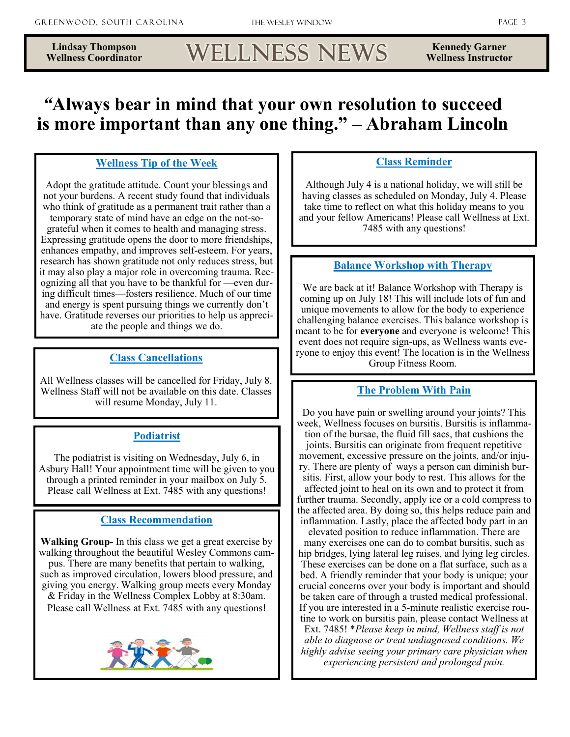Lindsay Thompson
Wellness Coordinator

# WELLNESS NEWS

Kennedy Garner
Wellness Instructor

## "Always bear in mind that your own resolution to succeed is more important than any one thing." – Abraham Lincoln

### Wellness Tip of the Week

Adopt the gratitude attitude. Count your blessings and not your burdens. A recent study found that individuals who think of gratitude as a permanent trait rather than a temporary state of mind have an edge on the not-so-grateful when it comes to health and managing stress. Expressing gratitude opens the door to more friendships, enhances empathy, and improves self-esteem. For years, research has shown gratitude not only reduces stress, but it may also play a major role in overcoming trauma. Recognizing all that you have to be thankful for —even during difficult times—fosters resilience. Much of our time and energy is spent pursuing things we currently don't have. Gratitude reverses our priorities to help us appreciate the people and things we do.

### Class Cancellations

All Wellness classes will be cancelled for Friday, July 8. Wellness Staff will not be available on this date. Classes will resume Monday, July 11.

### Podiatrist

The podiatrist is visiting on Wednesday, July 6, in Asbury Hall! Your appointment time will be given to you through a printed reminder in your mailbox on July 5. Please call Wellness at Ext. 7485 with any questions!

### Class Recommendation

**Walking Group-** In this class we get a great exercise by walking throughout the beautiful Wesley Commons campus. There are many benefits that pertain to walking, such as improved circulation, lowers blood pressure, and giving you energy. Walking group meets every Monday & Friday in the Wellness Complex Lobby at 8:30am. Please call Wellness at Ext. 7485 with any questions!

### Class Reminder

Although July 4 is a national holiday, we will still be having classes as scheduled on Monday, July 4. Please take time to reflect on what this holiday means to you and your fellow Americans! Please call Wellness at Ext. 7485 with any questions!

### Balance Workshop with Therapy

We are back at it! Balance Workshop with Therapy is coming up on July 18! This will include lots of fun and unique movements to allow for the body to experience challenging balance exercises. This balance workshop is meant to be for **everyone** and everyone is welcome! This event does not require sign-ups, as Wellness wants everyone to enjoy this event! The location is in the Wellness Group Fitness Room.

### The Problem With Pain

Do you have pain or swelling around your joints? This week, Wellness focuses on bursitis. Bursitis is inflammation of the bursae, the fluid fill sacs, that cushions the joints. Bursitis can originate from frequent repetitive movement, excessive pressure on the joints, and/or injury. There are plenty of ways a person can diminish bursitis. First, allow your body to rest. This allows for the affected joint to heal on its own and to protect it from further trauma. Secondly, apply ice or a cold compress to the affected area. By doing so, this helps reduce pain and inflammation. Lastly, place the affected body part in an elevated position to reduce inflammation. There are many exercises one can do to combat bursitis, such as hip bridges, lying lateral leg raises, and lying leg circles. These exercises can be done on a flat surface, such as a bed. A friendly reminder that your body is unique; your crucial concerns over your body is important and should be taken care of through a trusted medical professional. If you are interested in a 5-minute realistic exercise routine to work on bursitis pain, please contact Wellness at Ext. 7485! *\*Please keep in mind, Wellness staff is not able to diagnose or treat undiagnosed conditions. We highly advise seeing your primary care physician when experiencing persistent and prolonged pain.*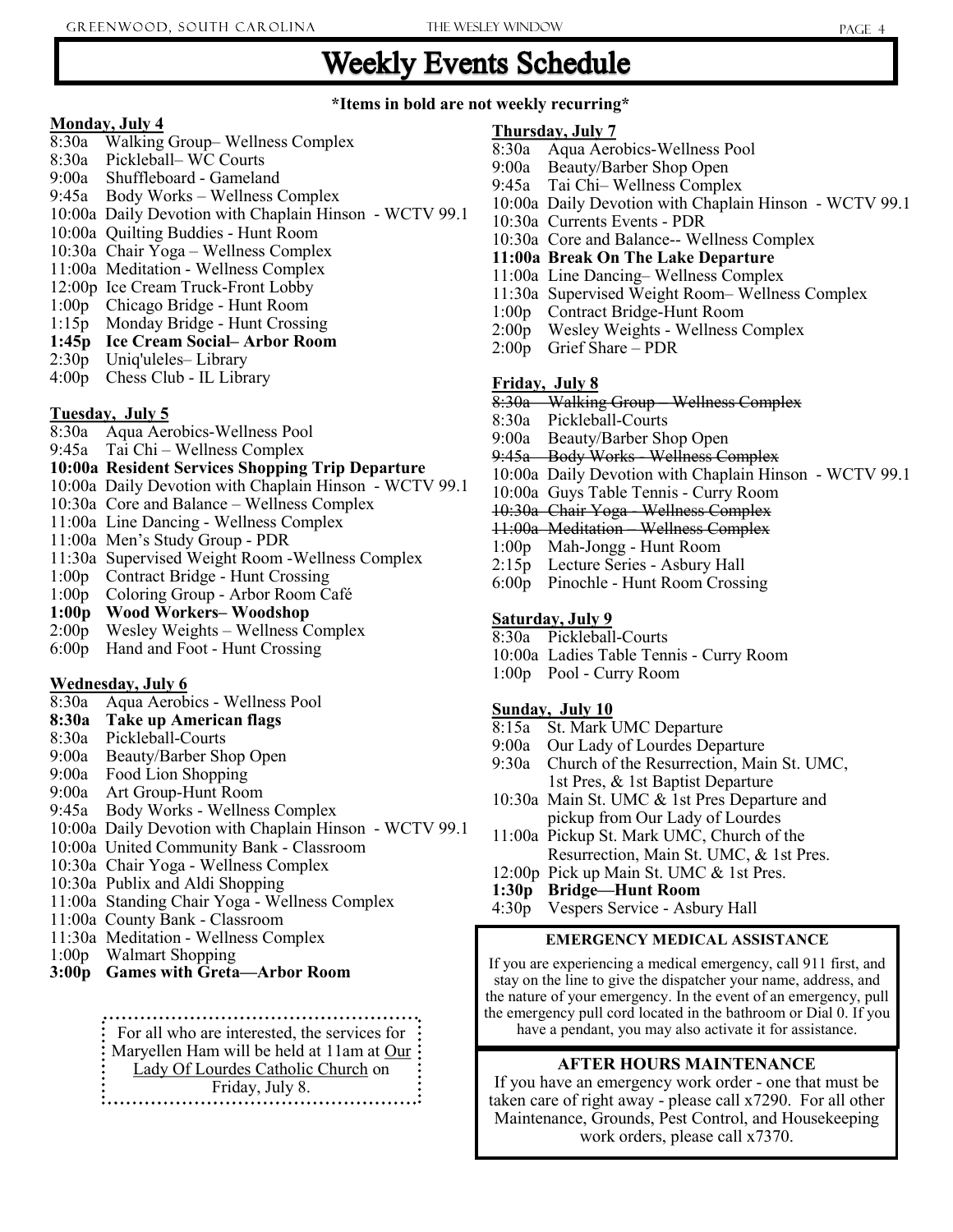# Weekly Events Schedule

**\*Items in bold are not weekly recurring\***

**Monday, July 4**

8:30a Walking Group– Wellness Complex
8:30a Pickleball– WC Courts
9:00a Shuffleboard - Gameland
9:45a Body Works – Wellness Complex
10:00a Daily Devotion with Chaplain Hinson - WCTV 99.1
10:00a Quilting Buddies - Hunt Room
10:30a Chair Yoga – Wellness Complex
11:00a Meditation - Wellness Complex
12:00p Ice Cream Truck-Front Lobby
1:00p Chicago Bridge - Hunt Room
1:15p Monday Bridge - Hunt Crossing
**1:45p Ice Cream Social– Arbor Room**
2:30p Uniq'uleles– Library
4:00p Chess Club - IL Library

**Tuesday, July 5**

8:30a Aqua Aerobics-Wellness Pool
9:45a Tai Chi – Wellness Complex
**10:00a Resident Services Shopping Trip Departure**
10:00a Daily Devotion with Chaplain Hinson - WCTV 99.1
10:30a Core and Balance – Wellness Complex
11:00a Line Dancing - Wellness Complex
11:00a Men's Study Group - PDR
11:30a Supervised Weight Room -Wellness Complex
1:00p Contract Bridge - Hunt Crossing
1:00p Coloring Group - Arbor Room Café
**1:00p Wood Workers– Woodshop**
2:00p Wesley Weights – Wellness Complex
6:00p Hand and Foot - Hunt Crossing

**Wednesday, July 6**

8:30a Aqua Aerobics - Wellness Pool
**8:30a Take up American flags**
8:30a Pickleball-Courts
9:00a Beauty/Barber Shop Open
9:00a Food Lion Shopping
9:00a Art Group-Hunt Room
9:45a Body Works - Wellness Complex
10:00a Daily Devotion with Chaplain Hinson - WCTV 99.1
10:00a United Community Bank - Classroom
10:30a Chair Yoga - Wellness Complex
10:30a Publix and Aldi Shopping
11:00a Standing Chair Yoga - Wellness Complex
11:00a County Bank - Classroom
11:30a Meditation - Wellness Complex
1:00p Walmart Shopping
**3:00p Games with Greta—Arbor Room**

For all who are interested, the services for Maryellen Ham will be held at 11am at Our Lady Of Lourdes Catholic Church on Friday, July 8.

**Thursday, July 7**

8:30a Aqua Aerobics-Wellness Pool
9:00a Beauty/Barber Shop Open
9:45a Tai Chi– Wellness Complex
10:00a Daily Devotion with Chaplain Hinson - WCTV 99.1
10:30a Currents Events - PDR
10:30a Core and Balance-- Wellness Complex
**11:00a Break On The Lake Departure**
11:00a Line Dancing– Wellness Complex
11:30a Supervised Weight Room– Wellness Complex
1:00p Contract Bridge-Hunt Room
2:00p Wesley Weights - Wellness Complex
2:00p Grief Share – PDR

**Friday, July 8**

~~8:30a Walking Group – Wellness Complex~~
8:30a Pickleball-Courts
9:00a Beauty/Barber Shop Open
~~9:45a Body Works - Wellness Complex~~
10:00a Daily Devotion with Chaplain Hinson - WCTV 99.1
10:00a Guys Table Tennis - Curry Room
~~10:30a Chair Yoga - Wellness Complex~~
~~11:00a Meditation – Wellness Complex~~
1:00p Mah-Jongg - Hunt Room
2:15p Lecture Series - Asbury Hall
6:00p Pinochle - Hunt Room Crossing

**Saturday, July 9**

8:30a Pickleball-Courts
10:00a Ladies Table Tennis - Curry Room
1:00p Pool - Curry Room

**Sunday, July 10**

8:15a St. Mark UMC Departure
9:00a Our Lady of Lourdes Departure
9:30a Church of the Resurrection, Main St. UMC, 1st Pres, & 1st Baptist Departure
10:30a Main St. UMC & 1st Pres Departure and pickup from Our Lady of Lourdes
11:00a Pickup St. Mark UMC, Church of the Resurrection, Main St. UMC, & 1st Pres.
12:00p Pick up Main St. UMC & 1st Pres.
**1:30p Bridge—Hunt Room**
4:30p Vespers Service - Asbury Hall

### EMERGENCY MEDICAL ASSISTANCE

If you are experiencing a medical emergency, call 911 first, and stay on the line to give the dispatcher your name, address, and the nature of your emergency. In the event of an emergency, pull the emergency pull cord located in the bathroom or Dial 0. If you have a pendant, you may also activate it for assistance.

### AFTER HOURS MAINTENANCE

If you have an emergency work order - one that must be taken care of right away - please call x7290. For all other Maintenance, Grounds, Pest Control, and Housekeeping work orders, please call x7370.